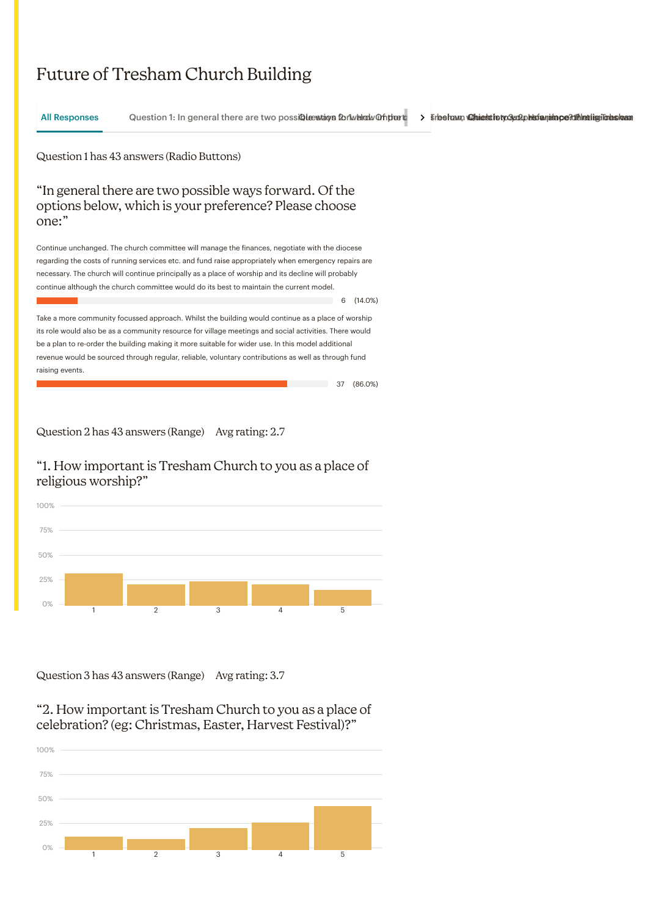# Future of Tresham Church Building

All Responses | Question 1: In general there are two possible ways forward. Of the...

Question 1 has 43 answers (Radio Buttons)

## "In general there are two possible ways forward. Of the options below, which is your preference? Please choose one:"

Continue unchanged. The church committee will manage the finances, negotiate with the diocese regarding the costs of running services etc. and fund raise appropriately when emergency repairs are necessary. The church will continue principally as a place of worship and its decline will probably continue although the church committee would do its best to maintain the current model.

6 (14.0%)

Take a more community focussed approach. Whilst the building would continue as a place of worship its role would also be as a community resource for village meetings and social activities. There would be a plan to re-order the building making it more suitable for wider use. In this model additional revenue would be sourced through regular, reliable, voluntary contributions as well as through fund raising events.

37 (86.0%)

Question 2 has 43 answers (Range) Avg rating: 2.7

## "1. How important is Tresham Church to you as a place of religious worship?"

Question 3 has 43 answers (Range) Avg rating: 3.7

## "2. How important is Tresham Church to you as a place of celebration? (eg: Christmas, Easter, Harvest Festival)?"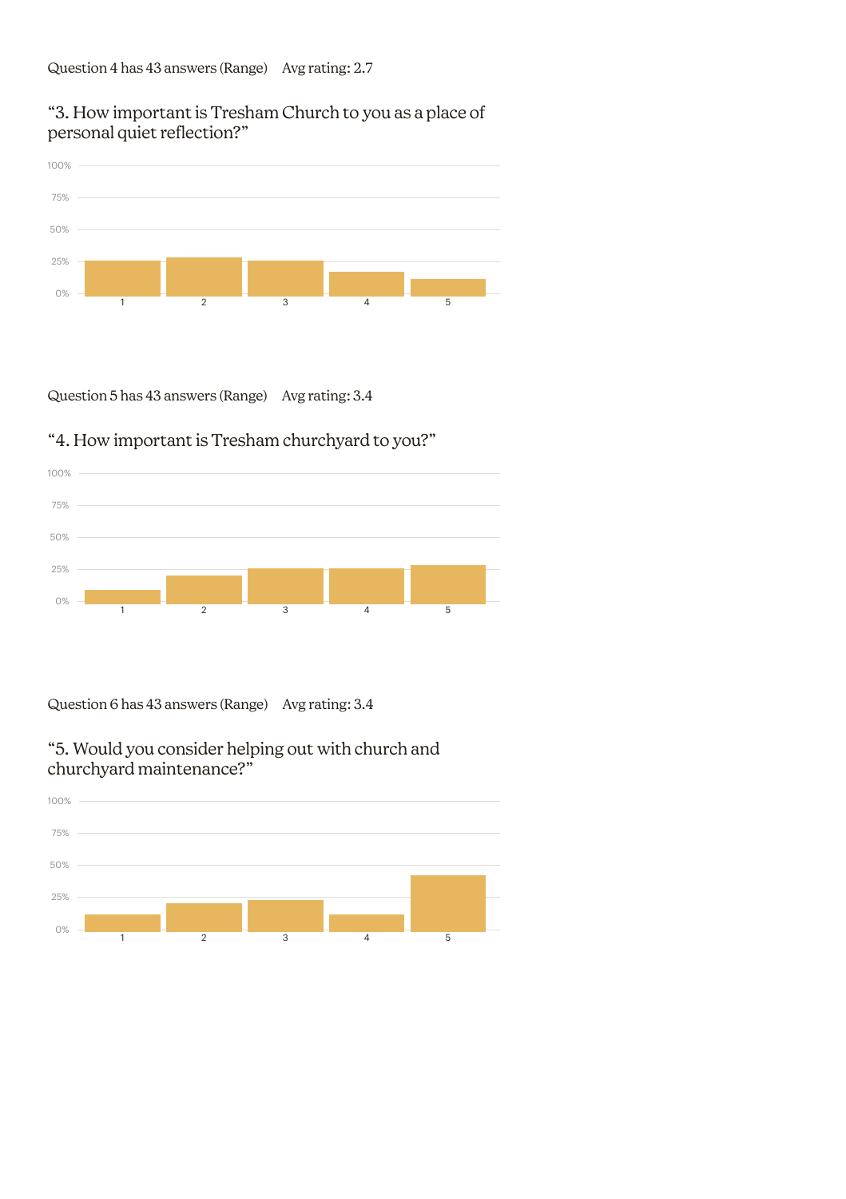Question 4 has 43 answers (Range)    Avg rating: 2.7

## "3. How important is Tresham Church to you as a place of personal quiet reflection?"

100%
75%
50%
25%
0%
1 2 3 4 5

Question 5 has 43 answers (Range)    Avg rating: 3.4

## "4. How important is Tresham churchyard to you?"

100%
75%
50%
25%
0%
1 2 3 4 5

Question 6 has 43 answers (Range)    Avg rating: 3.4

## "5. Would you consider helping out with church and churchyard maintenance?"

100%
75%
50%
25%
0%
1 2 3 4 5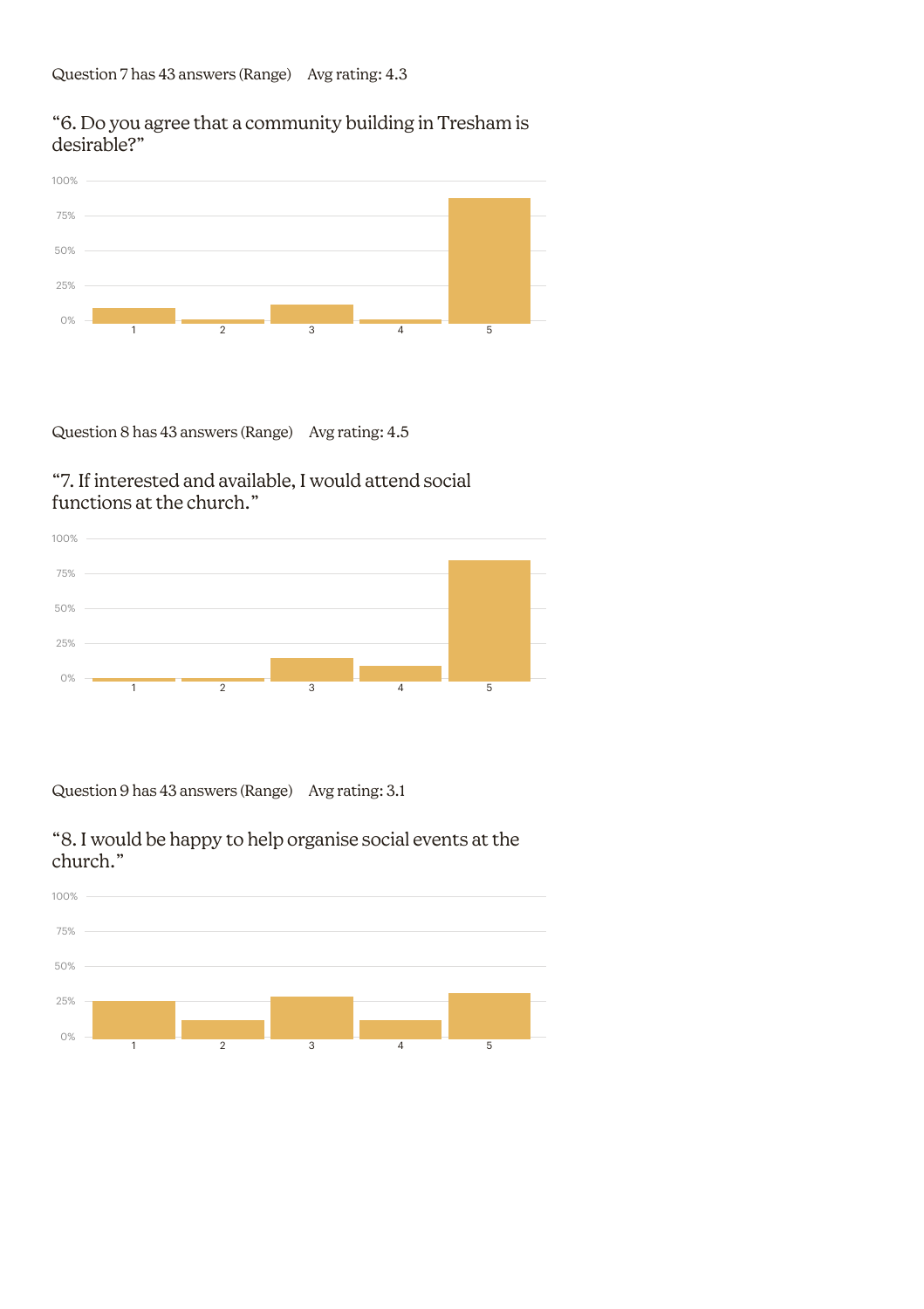Question 7 has 43 answers (Range)    Avg rating: 4.3

“6. Do you agree that a community building in Tresham is desirable?”

Question 8 has 43 answers (Range)    Avg rating: 4.5

“7. If interested and available, I would attend social functions at the church.”

Question 9 has 43 answers (Range)    Avg rating: 3.1

“8. I would be happy to help organise social events at the church.”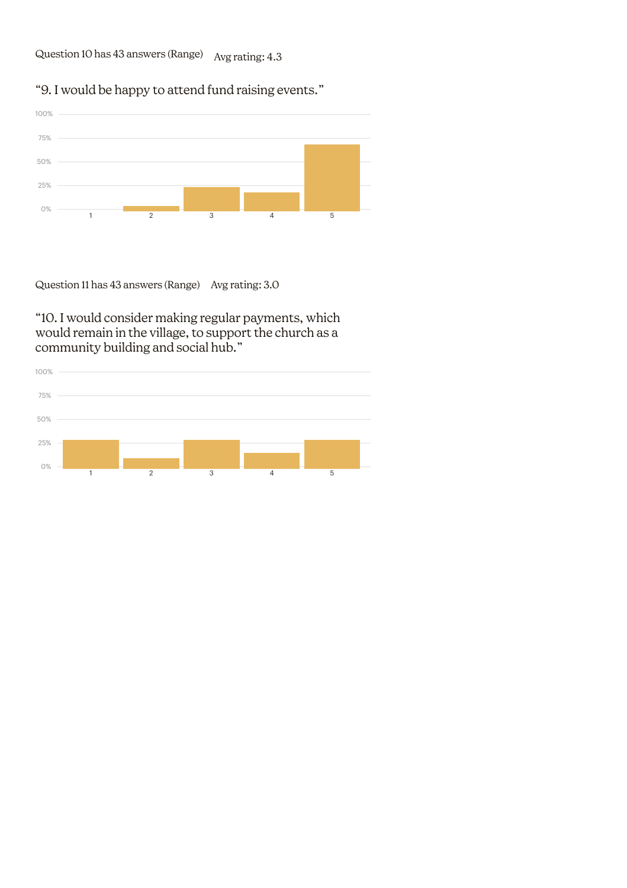Question 10 has 43 answers (Range) Avg rating: 4.3

"9. I would be happy to attend fund raising events."

100%
75%
50%
25%
0%
1
2
3
4
5

Question 11 has 43 answers (Range) Avg rating: 3.0

"10. I would consider making regular payments, which would remain in the village, to support the church as a community building and social hub."

100%
75%
50%
25%
0%
1
2
3
4
5